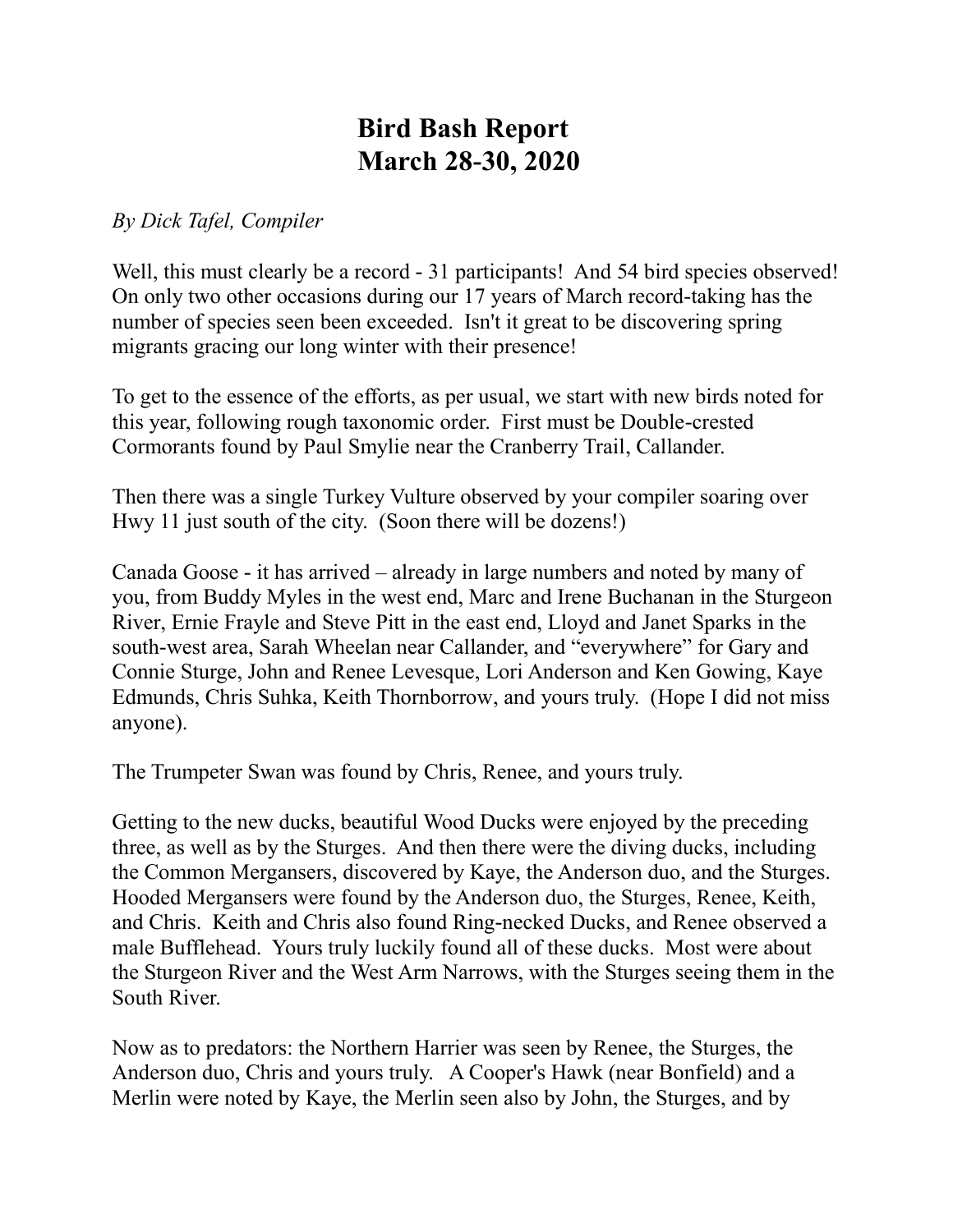# Bird Bash Report
# March 28-30, 2020

*By Dick Tafel, Compiler*

Well, this must clearly be a record - 31 participants! And 54 bird species observed! On only two other occasions during our 17 years of March record-taking has the number of species seen been exceeded. Isn't it great to be discovering spring migrants gracing our long winter with their presence!

To get to the essence of the efforts, as per usual, we start with new birds noted for this year, following rough taxonomic order. First must be Double-crested Cormorants found by Paul Smylie near the Cranberry Trail, Callander.

Then there was a single Turkey Vulture observed by your compiler soaring over Hwy 11 just south of the city. (Soon there will be dozens!)

Canada Goose - it has arrived – already in large numbers and noted by many of you, from Buddy Myles in the west end, Marc and Irene Buchanan in the Sturgeon River, Ernie Frayle and Steve Pitt in the east end, Lloyd and Janet Sparks in the south-west area, Sarah Wheelan near Callander, and "everywhere" for Gary and Connie Sturge, John and Renee Levesque, Lori Anderson and Ken Gowing, Kaye Edmunds, Chris Suhka, Keith Thornborrow, and yours truly. (Hope I did not miss anyone).

The Trumpeter Swan was found by Chris, Renee, and yours truly.

Getting to the new ducks, beautiful Wood Ducks were enjoyed by the preceding three, as well as by the Sturges. And then there were the diving ducks, including the Common Mergansers, discovered by Kaye, the Anderson duo, and the Sturges. Hooded Mergansers were found by the Anderson duo, the Sturges, Renee, Keith, and Chris. Keith and Chris also found Ring-necked Ducks, and Renee observed a male Bufflehead. Yours truly luckily found all of these ducks. Most were about the Sturgeon River and the West Arm Narrows, with the Sturges seeing them in the South River.

Now as to predators: the Northern Harrier was seen by Renee, the Sturges, the Anderson duo, Chris and yours truly. A Cooper's Hawk (near Bonfield) and a Merlin were noted by Kaye, the Merlin seen also by John, the Sturges, and by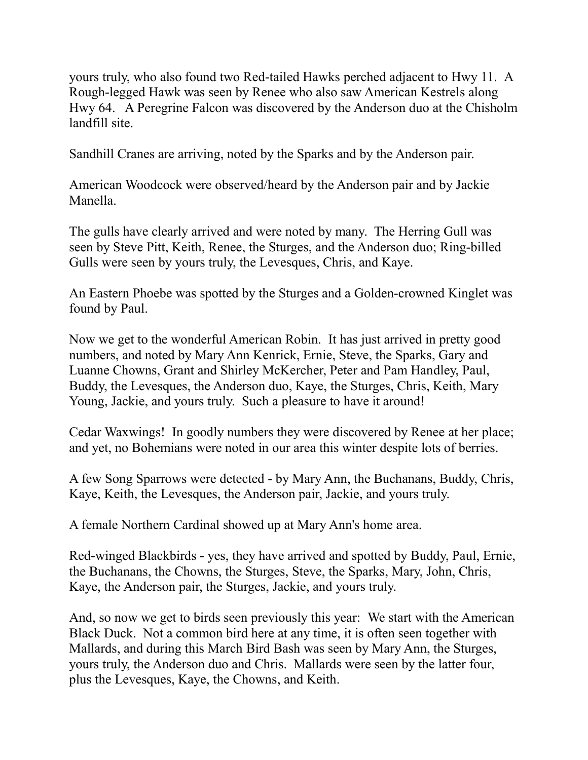yours truly, who also found two Red-tailed Hawks perched adjacent to Hwy 11. A Rough-legged Hawk was seen by Renee who also saw American Kestrels along Hwy 64. A Peregrine Falcon was discovered by the Anderson duo at the Chisholm landfill site.

Sandhill Cranes are arriving, noted by the Sparks and by the Anderson pair.

American Woodcock were observed/heard by the Anderson pair and by Jackie Manella.

The gulls have clearly arrived and were noted by many. The Herring Gull was seen by Steve Pitt, Keith, Renee, the Sturges, and the Anderson duo; Ring-billed Gulls were seen by yours truly, the Levesques, Chris, and Kaye.

An Eastern Phoebe was spotted by the Sturges and a Golden-crowned Kinglet was found by Paul.

Now we get to the wonderful American Robin. It has just arrived in pretty good numbers, and noted by Mary Ann Kenrick, Ernie, Steve, the Sparks, Gary and Luanne Chowns, Grant and Shirley McKercher, Peter and Pam Handley, Paul, Buddy, the Levesques, the Anderson duo, Kaye, the Sturges, Chris, Keith, Mary Young, Jackie, and yours truly. Such a pleasure to have it around!

Cedar Waxwings! In goodly numbers they were discovered by Renee at her place; and yet, no Bohemians were noted in our area this winter despite lots of berries.

A few Song Sparrows were detected - by Mary Ann, the Buchanans, Buddy, Chris, Kaye, Keith, the Levesques, the Anderson pair, Jackie, and yours truly.

A female Northern Cardinal showed up at Mary Ann's home area.

Red-winged Blackbirds - yes, they have arrived and spotted by Buddy, Paul, Ernie, the Buchanans, the Chowns, the Sturges, Steve, the Sparks, Mary, John, Chris, Kaye, the Anderson pair, the Sturges, Jackie, and yours truly.

And, so now we get to birds seen previously this year: We start with the American Black Duck. Not a common bird here at any time, it is often seen together with Mallards, and during this March Bird Bash was seen by Mary Ann, the Sturges, yours truly, the Anderson duo and Chris. Mallards were seen by the latter four, plus the Levesques, Kaye, the Chowns, and Keith.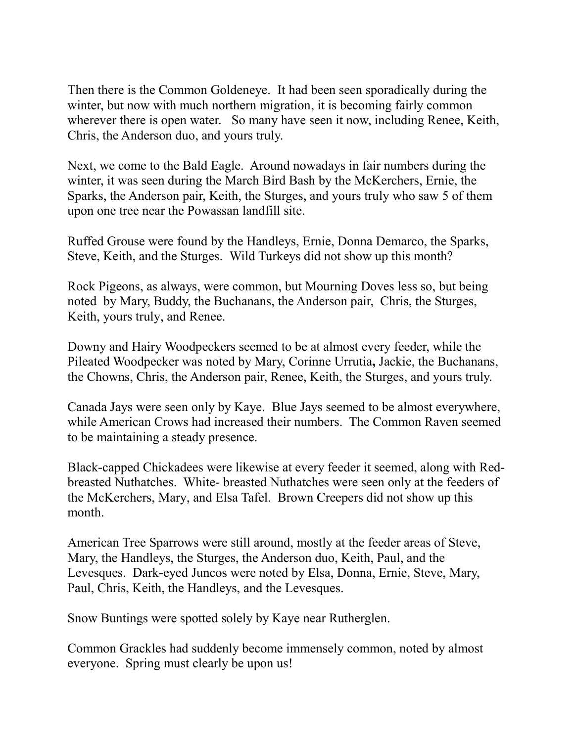Then there is the Common Goldeneye. It had been seen sporadically during the winter, but now with much northern migration, it is becoming fairly common wherever there is open water. So many have seen it now, including Renee, Keith, Chris, the Anderson duo, and yours truly.

Next, we come to the Bald Eagle. Around nowadays in fair numbers during the winter, it was seen during the March Bird Bash by the McKerchers, Ernie, the Sparks, the Anderson pair, Keith, the Sturges, and yours truly who saw 5 of them upon one tree near the Powassan landfill site.

Ruffed Grouse were found by the Handleys, Ernie, Donna Demarco, the Sparks, Steve, Keith, and the Sturges. Wild Turkeys did not show up this month?

Rock Pigeons, as always, were common, but Mourning Doves less so, but being noted by Mary, Buddy, the Buchanans, the Anderson pair, Chris, the Sturges, Keith, yours truly, and Renee.

Downy and Hairy Woodpeckers seemed to be at almost every feeder, while the Pileated Woodpecker was noted by Mary, Corinne Urrutia**,** Jackie, the Buchanans, the Chowns, Chris, the Anderson pair, Renee, Keith, the Sturges, and yours truly.

Canada Jays were seen only by Kaye. Blue Jays seemed to be almost everywhere, while American Crows had increased their numbers. The Common Raven seemed to be maintaining a steady presence.

Black-capped Chickadees were likewise at every feeder it seemed, along with Red-breasted Nuthatches. White- breasted Nuthatches were seen only at the feeders of the McKerchers, Mary, and Elsa Tafel. Brown Creepers did not show up this month.

American Tree Sparrows were still around, mostly at the feeder areas of Steve, Mary, the Handleys, the Sturges, the Anderson duo, Keith, Paul, and the Levesques. Dark-eyed Juncos were noted by Elsa, Donna, Ernie, Steve, Mary, Paul, Chris, Keith, the Handleys, and the Levesques.

Snow Buntings were spotted solely by Kaye near Rutherglen.

Common Grackles had suddenly become immensely common, noted by almost everyone. Spring must clearly be upon us!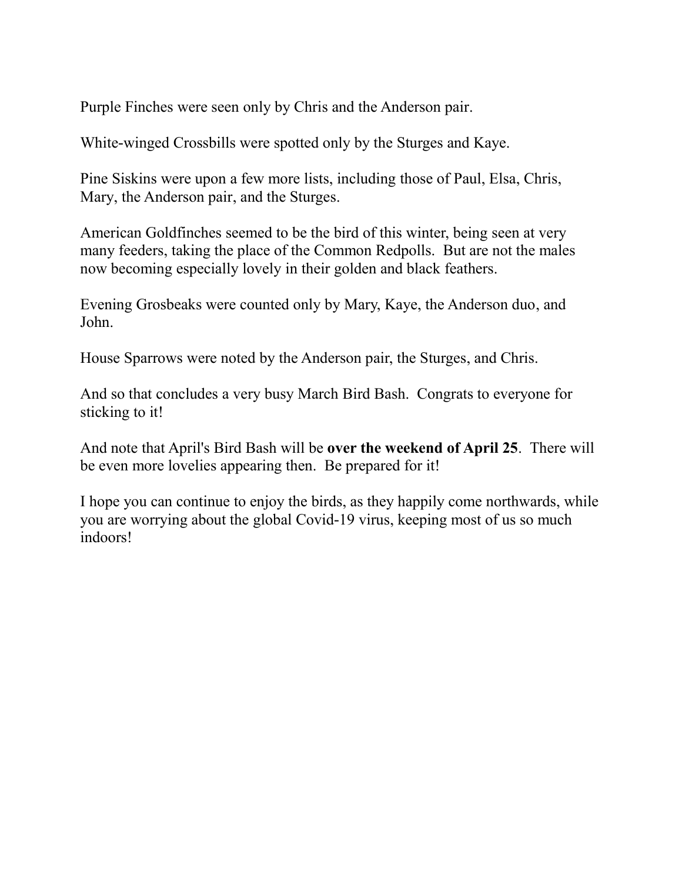Purple Finches were seen only by Chris and the Anderson pair.

White-winged Crossbills were spotted only by the Sturges and Kaye.

Pine Siskins were upon a few more lists, including those of Paul, Elsa, Chris, Mary, the Anderson pair, and the Sturges.

American Goldfinches seemed to be the bird of this winter, being seen at very many feeders, taking the place of the Common Redpolls. But are not the males now becoming especially lovely in their golden and black feathers.

Evening Grosbeaks were counted only by Mary, Kaye, the Anderson duo, and John.

House Sparrows were noted by the Anderson pair, the Sturges, and Chris.

And so that concludes a very busy March Bird Bash. Congrats to everyone for sticking to it!

And note that April's Bird Bash will be **over the weekend of April 25**. There will be even more lovelies appearing then. Be prepared for it!

I hope you can continue to enjoy the birds, as they happily come northwards, while you are worrying about the global Covid-19 virus, keeping most of us so much indoors!